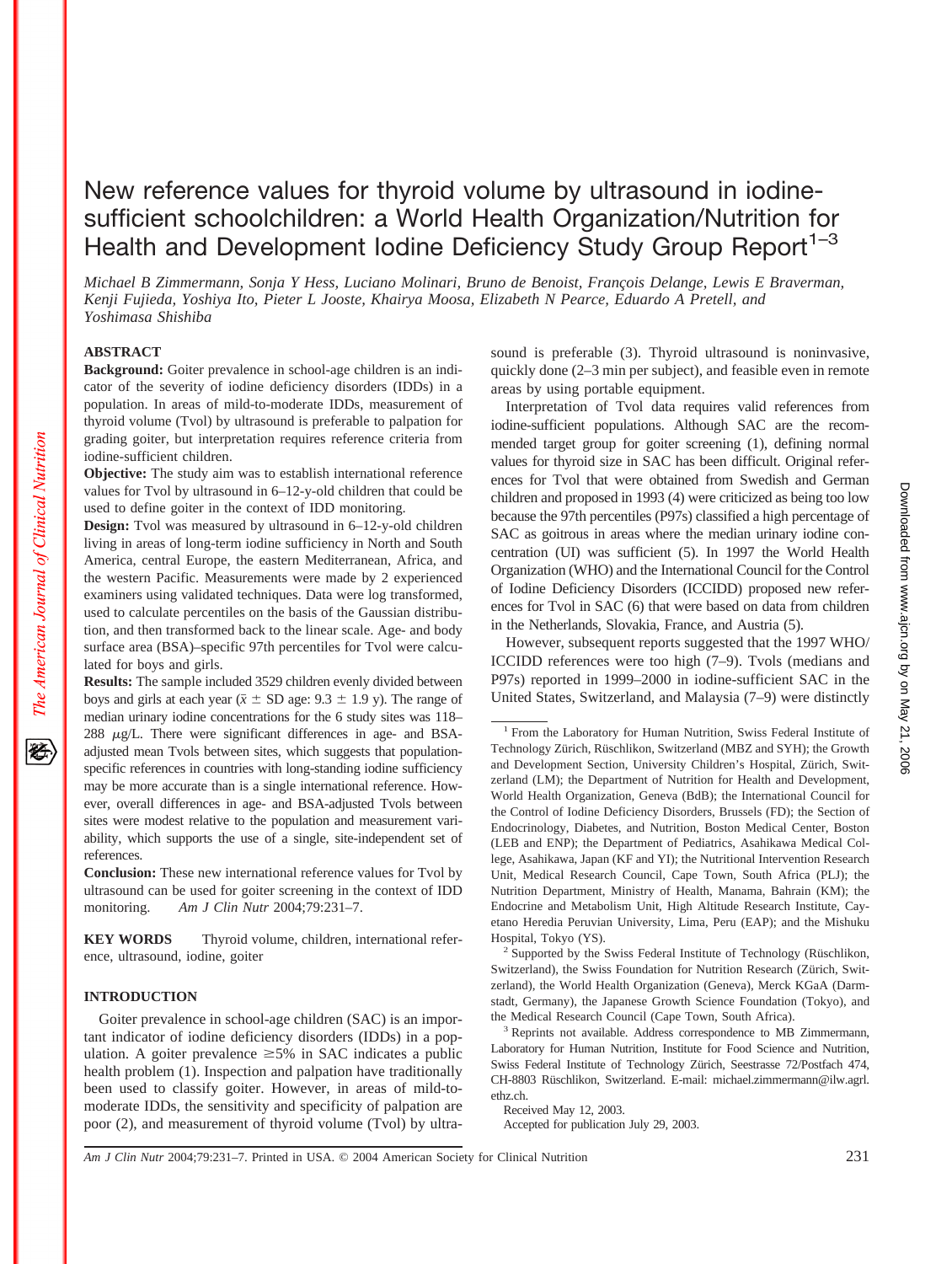# New reference values for thyroid volume by ultrasound in iodine-sufficient schoolchildren: a World Health Organization/Nutrition for Health and Development Iodine Deficiency Study Group Report[1–3]

*Michael B Zimmermann, Sonja Y Hess, Luciano Molinari, Bruno de Benoist, François Delange, Lewis E Braverman, Kenji Fujieda, Yoshiya Ito, Pieter L Jooste, Khairya Moosa, Elizabeth N Pearce, Eduardo A Pretell, and Yoshimasa Shishiba*

## ABSTRACT

**Background:** Goiter prevalence in school-age children is an indicator of the severity of iodine deficiency disorders (IDDs) in a population. In areas of mild-to-moderate IDDs, measurement of thyroid volume (Tvol) by ultrasound is preferable to palpation for grading goiter, but interpretation requires reference criteria from iodine-sufficient children.

**Objective:** The study aim was to establish international reference values for Tvol by ultrasound in 6–12-y-old children that could be used to define goiter in the context of IDD monitoring.

**Design:** Tvol was measured by ultrasound in 6–12-y-old children living in areas of long-term iodine sufficiency in North and South America, central Europe, the eastern Mediterranean, Africa, and the western Pacific. Measurements were made by 2 experienced examiners using validated techniques. Data were log transformed, used to calculate percentiles on the basis of the Gaussian distribution, and then transformed back to the linear scale. Age- and body surface area (BSA)–specific 97th percentiles for Tvol were calculated for boys and girls.

**Results:** The sample included 3529 children evenly divided between boys and girls at each year ($\bar{x} \pm$ SD age: 9.3 ± 1.9 y). The range of median urinary iodine concentrations for the 6 study sites was 118–288 $\mu$g/L. There were significant differences in age- and BSA-adjusted mean Tvols between sites, which suggests that population-specific references in countries with long-standing iodine sufficiency may be more accurate than is a single international reference. However, overall differences in age- and BSA-adjusted Tvols between sites were modest relative to the population and measurement variability, which supports the use of a single, site-independent set of references.

**Conclusion:** These new international reference values for Tvol by ultrasound can be used for goiter screening in the context of IDD monitoring. *Am J Clin Nutr* 2004;79:231–7.

**KEY WORDS** Thyroid volume, children, international reference, ultrasound, iodine, goiter

## INTRODUCTION

Goiter prevalence in school-age children (SAC) is an important indicator of iodine deficiency disorders (IDDs) in a population. A goiter prevalence ≥5% in SAC indicates a public health problem (1). Inspection and palpation have traditionally been used to classify goiter. However, in areas of mild-to-moderate IDDs, the sensitivity and specificity of palpation are poor (2), and measurement of thyroid volume (Tvol) by ultrasound is preferable (3). Thyroid ultrasound is noninvasive, quickly done (2–3 min per subject), and feasible even in remote areas by using portable equipment.

Interpretation of Tvol data requires valid references from iodine-sufficient populations. Although SAC are the recommended target group for goiter screening (1), defining normal values for thyroid size in SAC has been difficult. Original references for Tvol that were obtained from Swedish and German children and proposed in 1993 (4) were criticized as being too low because the 97th percentiles (P97s) classified a high percentage of SAC as goitrous in areas where the median urinary iodine concentration (UI) was sufficient (5). In 1997 the World Health Organization (WHO) and the International Council for the Control of Iodine Deficiency Disorders (ICCIDD) proposed new references for Tvol in SAC (6) that were based on data from children in the Netherlands, Slovakia, France, and Austria (5).

However, subsequent reports suggested that the 1997 WHO/ICCIDD references were too high (7–9). Tvols (medians and P97s) reported in 1999–2000 in iodine-sufficient SAC in the United States, Switzerland, and Malaysia (7–9) were distinctly

---

[1] From the Laboratory for Human Nutrition, Swiss Federal Institute of Technology Zürich, Rüschlikon, Switzerland (MBZ and SYH); the Growth and Development Section, University Children's Hospital, Zürich, Switzerland (LM); the Department of Nutrition for Health and Development, World Health Organization, Geneva (BdB); the International Council for the Control of Iodine Deficiency Disorders, Brussels (FD); the Section of Endocrinology, Diabetes, and Nutrition, Boston Medical Center, Boston (LEB and ENP); the Department of Pediatrics, Asahikawa Medical College, Asahikawa, Japan (KF and YI); the Nutritional Intervention Research Unit, Medical Research Council, Cape Town, South Africa (PLJ); the Nutrition Department, Ministry of Health, Manama, Bahrain (KM); the Endocrine and Metabolism Unit, High Altitude Research Institute, Cayetano Heredia Peruvian University, Lima, Peru (EAP); and the Mishuku Hospital, Tokyo (YS).

[2] Supported by the Swiss Federal Institute of Technology (Rüschlikon, Switzerland), the Swiss Foundation for Nutrition Research (Zürich, Switzerland), the World Health Organization (Geneva), Merck KGaA (Darmstadt, Germany), the Japanese Growth Science Foundation (Tokyo), and the Medical Research Council (Cape Town, South Africa).

[3] Reprints not available. Address correspondence to MB Zimmermann, Laboratory for Human Nutrition, Institute for Food Science and Nutrition, Swiss Federal Institute of Technology Zürich, Seestrasse 72/Postfach 474, CH-8803 Rüschlikon, Switzerland. E-mail: michael.zimmermann@ilw.agrl.ethz.ch.

Received May 12, 2003.

Accepted for publication July 29, 2003.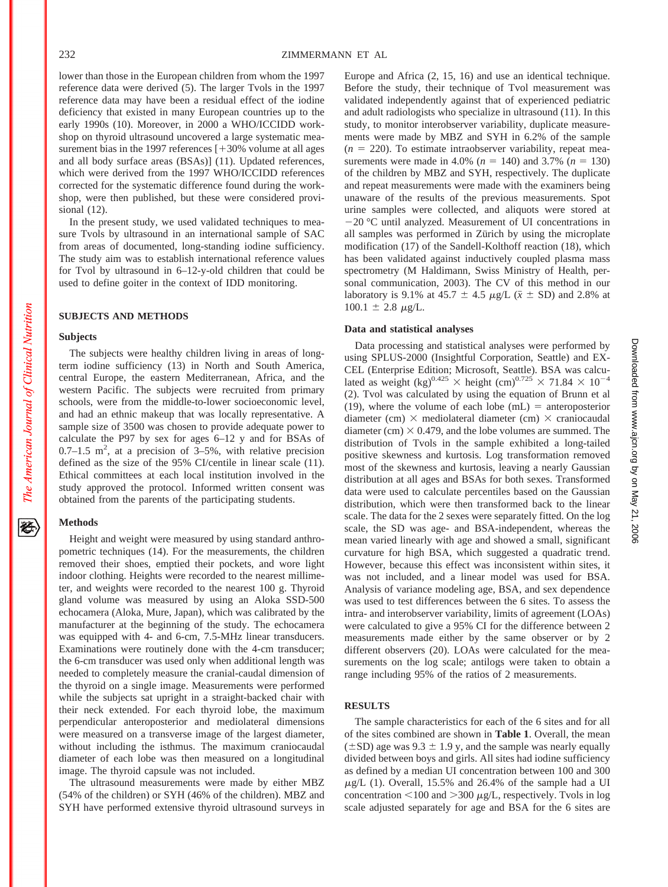lower than those in the European children from whom the 1997 reference data were derived (5). The larger Tvols in the 1997 reference data may have been a residual effect of the iodine deficiency that existed in many European countries up to the early 1990s (10). Moreover, in 2000 a WHO/ICCIDD workshop on thyroid ultrasound uncovered a large systematic measurement bias in the 1997 references [+30% volume at all ages and all body surface areas (BSAs)] (11). Updated references, which were derived from the 1997 WHO/ICCIDD references corrected for the systematic difference found during the workshop, were then published, but these were considered provisional (12).

In the present study, we used validated techniques to measure Tvols by ultrasound in an international sample of SAC from areas of documented, long-standing iodine sufficiency. The study aim was to establish international reference values for Tvol by ultrasound in 6–12-y-old children that could be used to define goiter in the context of IDD monitoring.

## SUBJECTS AND METHODS

### Subjects

The subjects were healthy children living in areas of long-term iodine sufficiency (13) in North and South America, central Europe, the eastern Mediterranean, Africa, and the western Pacific. The subjects were recruited from primary schools, were from the middle-lower socioeconomic level, and had an ethnic makeup that was locally representative. A sample size of 3500 was chosen to provide adequate power to calculate the P97 by sex for ages 6–12 y and for BSAs of 0.7–1.5 $m^2$, at a precision of 3–5%, with relative precision defined as the size of the 95% CI/centile in linear scale (11). Ethical committees at each local institution involved in the study approved the protocol. Informed written consent was obtained from the parents of the participating students.

### Methods

Height and weight were measured by using standard anthropometric techniques (14). For the measurements, the children removed their shoes, emptied their pockets, and wore light indoor clothing. Heights were recorded to the nearest millimeter, and weights were recorded to the nearest 100 g. Thyroid gland volume was measured by using an Aloka SSD-500 echocamera (Aloka, Mure, Japan), which was calibrated by the manufacturer at the beginning of the study. The echocamera was equipped with 4- and 6-cm, 7.5-MHz linear transducers. Examinations were routinely done with the 4-cm transducer; the 6-cm transducer was used only when additional length was needed to completely measure the cranial-caudal dimension of the thyroid on a single image. Measurements were performed while the subjects sat upright in a straight-backed chair with their neck extended. For each thyroid lobe, the maximum perpendicular anteroposterior and mediolateral dimensions were measured on a transverse image of the largest diameter, without including the isthmus. The maximum craniocaudal diameter of each lobe was then measured on a longitudinal image. The thyroid capsule was not included.

The ultrasound measurements were made by either MBZ (54% of the children) or SYH (46% of the children). MBZ and SYH have performed extensive thyroid ultrasound surveys in Europe and Africa (2, 15, 16) and use an identical technique. Before the study, their technique of Tvol measurement was validated independently against that of experienced pediatric and adult radiologists who specialize in ultrasound (11). In this study, to monitor interobserver variability, duplicate measurements were made by MBZ and SYH in 6.2% of the sample ($n$ = 220). To estimate intraobserver variability, repeat measurements were made in 4.0% ($n$ = 140) and 3.7% ($n$ = 130) of the children by MBZ and SYH, respectively. The duplicate and repeat measurements were made with the examiners being unaware of the results of the previous measurements. Spot urine samples were collected, and aliquots were stored at −20 °C until analyzed. Measurement of UI concentrations in all samples was performed in Zürich by using the microplate modification (17) of the Sandell-Kolthoff reaction (18), which has been validated against inductively coupled plasma mass spectrometry (M Haldimann, Swiss Ministry of Health, personal communication, 2003). The CV of this method in our laboratory is 9.1% at 45.7 ± 4.5 μg/L ($\bar{x}$ ± SD) and 2.8% at 100.1 ± 2.8 μg/L.

### Data and statistical analyses

Data processing and statistical analyses were performed by using SPLUS-2000 (Insightful Corporation, Seattle) and EXCEL (Enterprise Edition; Microsoft, Seattle). BSA was calculated as weight $(kg)^{0.425} \times$ height $(cm)^{0.725} \times 71.84 \times 10^{-4}$ (2). Tvol was calculated by using the equation of Brunn et al (19), where the volume of each lobe (mL) = anteroposterior diameter (cm) × mediolateral diameter (cm) × craniocaudal diameter (cm) × 0.479, and the lobe volumes are summed. The distribution of Tvols in the sample exhibited a long-tailed positive skewness and kurtosis. Log transformation removed most of the skewness and kurtosis, leaving a nearly Gaussian distribution at all ages and BSAs for both sexes. Transformed data were used to calculate percentiles based on the Gaussian distribution, which were then transformed back to the linear scale. The data for the 2 sexes were separately fitted. On the log scale, the SD was age- and BSA-independent, whereas the mean varied linearly with age and showed a small, significant curvature for high BSA, which suggested a quadratic trend. However, because this effect was inconsistent within sites, it was not included, and a linear model was used for BSA. Analysis of variance modeling age, BSA, and sex dependence was used to test differences between the 6 sites. To assess the intra- and interobserver variability, limits of agreement (LOAs) were calculated to give a 95% CI for the difference between 2 measurements made either by the same observer or by 2 different observers (20). LOAs were calculated for the measurements on the log scale; antilogs were taken to obtain a range including 95% of the ratios of 2 measurements.

## RESULTS

The sample characteristics for each of the 6 sites and for all of the sites combined are shown in **Table 1**. Overall, the mean (±SD) age was 9.3 ± 1.9 y, and the sample was nearly equally divided between boys and girls. All sites had iodine sufficiency as defined by a median UI concentration between 100 and 300 μg/L (1). Overall, 15.5% and 26.4% of the sample had a UI concentration <100 and >300 μg/L, respectively. Tvols in log scale adjusted separately for age and BSA for the 6 sites are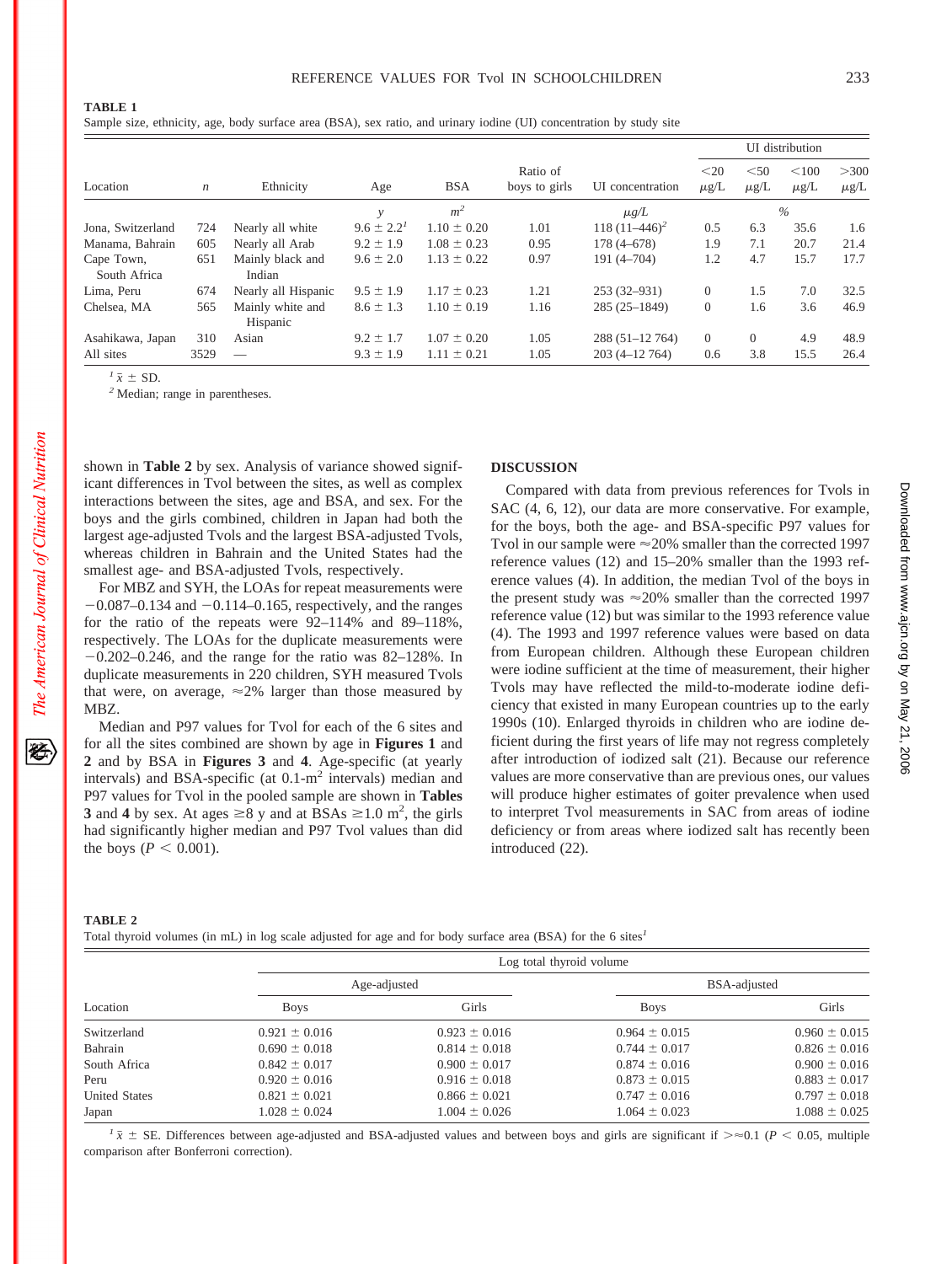**TABLE 1**
Sample size, ethnicity, age, body surface area (BSA), sex ratio, and urinary iodine (UI) concentration by study site

| Location | $n$ | Ethnicity | Age | BSA | Ratio of boys to girls | UI concentration | UI distribution | | | |
|---|---|---|---|---|---|---|---|---|---|---|
| | | | | | | | <20 μg/L | <50 μg/L | <100 μg/L | >300 μg/L |
| | | | $y$ | $m^2$ | | μg/L | % | | | |
| Jona, Switzerland | 724 | Nearly all white | 9.6 ± 2.2[1] | 1.10 ± 0.20 | 1.01 | 118 (11–446)[2] | 0.5 | 6.3 | 35.6 | 1.6 |
| Manama, Bahrain | 605 | Nearly all Arab | 9.2 ± 1.9 | 1.08 ± 0.23 | 0.95 | 178 (4–678) | 1.9 | 7.1 | 20.7 | 21.4 |
| Cape Town, South Africa | 651 | Mainly black and Indian | 9.6 ± 2.0 | 1.13 ± 0.22 | 0.97 | 191 (4–704) | 1.2 | 4.7 | 15.7 | 17.7 |
| Lima, Peru | 674 | Nearly all Hispanic | 9.5 ± 1.9 | 1.17 ± 0.23 | 1.21 | 253 (32–931) | 0 | 1.5 | 7.0 | 32.5 |
| Chelsea, MA | 565 | Mainly white and Hispanic | 8.6 ± 1.3 | 1.10 ± 0.19 | 1.16 | 285 (25–1849) | 0 | 1.6 | 3.6 | 46.9 |
| Asahikawa, Japan | 310 | Asian | 9.2 ± 1.7 | 1.07 ± 0.20 | 1.05 | 288 (51–12 764) | 0 | 0 | 4.9 | 48.9 |
| All sites | 3529 | — | 9.3 ± 1.9 | 1.11 ± 0.21 | 1.05 | 203 (4–12 764) | 0.6 | 3.8 | 15.5 | 26.4 |

[1] $\bar{x}$ ± SD.
[2] Median; range in parentheses.

shown in **Table 2** by sex. Analysis of variance showed significant differences in Tvol between the sites, as well as complex interactions between the sites, age and BSA, and sex. For the boys and the girls combined, children in Japan had both the largest age-adjusted Tvols and the largest BSA-adjusted Tvols, whereas children in Bahrain and the United States had the smallest age- and BSA-adjusted Tvols, respectively.

For MBZ and SYH, the LOAs for repeat measurements were −0.087–0.134 and −0.114–0.165, respectively, and the ranges for the ratio of the repeats were 92–114% and 89–118%, respectively. The LOAs for the duplicate measurements were −0.202–0.246, and the range for the ratio was 82–128%. In duplicate measurements in 220 children, SYH measured Tvols that were, on average, ≈2% larger than those measured by MBZ.

Median and P97 values for Tvol for each of the 6 sites and for all the sites combined are shown by age in **Figures 1** and **2** and by BSA in **Figures 3** and **4**. Age-specific (at yearly intervals) and BSA-specific (at 0.1-$m^2$ intervals) median and P97 values for Tvol in the pooled sample are shown in **Tables 3** and **4** by sex. At ages ≥8 y and at BSAs ≥1.0 $m^2$, the girls had significantly higher median and P97 Tvol values than did the boys ($P < 0.001$).

## DISCUSSION

Compared with data from previous references for Tvols in SAC (4, 6, 12), our data are more conservative. For example, for the boys, both the age- and BSA-specific P97 values for Tvol in our sample were ≈20% smaller than the corrected 1997 reference values (12) and 15–20% smaller than the 1993 reference values (4). In addition, the median Tvol of the boys in the present study was ≈20% smaller than the corrected 1997 reference value (12) but was similar to the 1993 reference value (4). The 1993 and 1997 reference values were based on data from European children. Although these European children were iodine sufficient at the time of measurement, their higher Tvols may have reflected the mild-to-moderate iodine deficiency that existed in many European countries up to the early 1990s (10). Enlarged thyroids in children who are iodine deficient during the first years of life may not regress completely after introduction of iodized salt (21). Because our reference values are more conservative than are previous ones, our values will produce higher estimates of goiter prevalence when used to interpret Tvol measurements in SAC from areas of iodine deficiency or from areas where iodized salt has recently been introduced (22).

**TABLE 2**
Total thyroid volumes (in mL) in log scale adjusted for age and for body surface area (BSA) for the 6 sites[1]

| Location | Log total thyroid volume | | | |
|---|---|---|---|---|
| | Age-adjusted | | BSA-adjusted | |
| | Boys | Girls | Boys | Girls |
| Switzerland | 0.921 ± 0.016 | 0.923 ± 0.016 | 0.964 ± 0.015 | 0.960 ± 0.015 |
| Bahrain | 0.690 ± 0.018 | 0.814 ± 0.018 | 0.744 ± 0.017 | 0.826 ± 0.016 |
| South Africa | 0.842 ± 0.017 | 0.900 ± 0.017 | 0.874 ± 0.016 | 0.900 ± 0.016 |
| Peru | 0.920 ± 0.016 | 0.916 ± 0.018 | 0.873 ± 0.015 | 0.883 ± 0.017 |
| United States | 0.821 ± 0.021 | 0.866 ± 0.021 | 0.747 ± 0.016 | 0.797 ± 0.018 |
| Japan | 1.028 ± 0.024 | 1.004 ± 0.026 | 1.064 ± 0.023 | 1.088 ± 0.025 |

[1] $\bar{x}$ ± SE. Differences between age-adjusted and BSA-adjusted values and between boys and girls are significant if >≈0.1 ($P < 0.05$, multiple comparison after Bonferroni correction).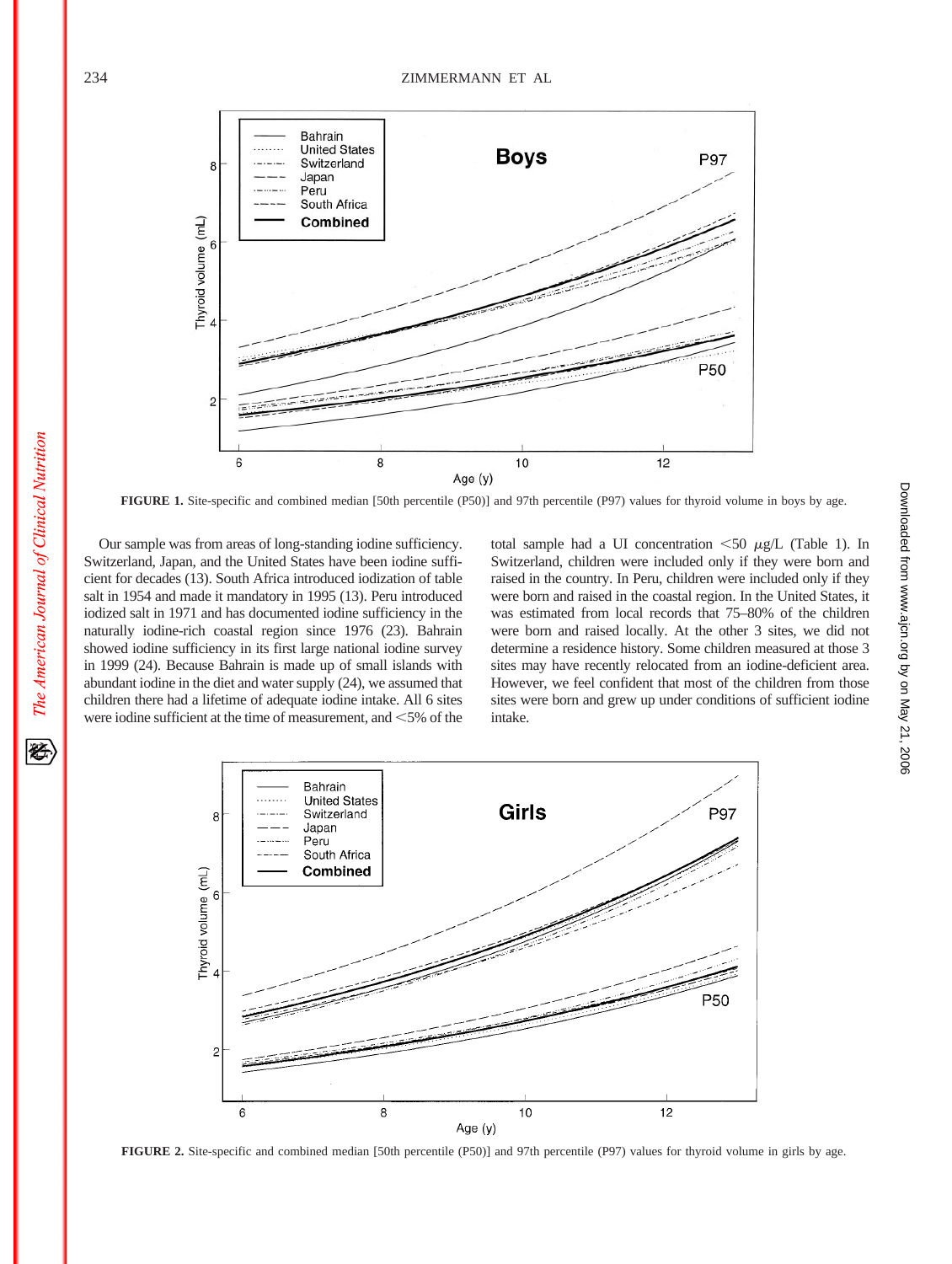FIGURE 1. Site-specific and combined median [50th percentile (P50)] and 97th percentile (P97) values for thyroid volume in boys by age.

Our sample was from areas of long-standing iodine sufficiency. Switzerland, Japan, and the United States have been iodine sufficient for decades (13). South Africa introduced iodization of table salt in 1954 and made it mandatory in 1995 (13). Peru introduced iodized salt in 1971 and has documented iodine sufficiency in the naturally iodine-rich coastal region since 1976 (23). Bahrain showed iodine sufficiency in its first large national iodine survey in 1999 (24). Because Bahrain is made up of small islands with abundant iodine in the diet and water supply (24), we assumed that children there had a lifetime of adequate iodine intake. All 6 sites were iodine sufficient at the time of measurement, and <5% of the total sample had a UI concentration <50 μg/L (Table 1). In Switzerland, children were included only if they were born and raised in the country. In Peru, children were included only if they were born and raised in the coastal region. In the United States, it was estimated from local records that 75–80% of the children were born and raised locally. At the other 3 sites, we did not determine a residence history. Some children measured at those 3 sites may have recently relocated from an iodine-deficient area. However, we feel confident that most of the children from those sites were born and grew up under conditions of sufficient iodine intake.

FIGURE 2. Site-specific and combined median [50th percentile (P50)] and 97th percentile (P97) values for thyroid volume in girls by age.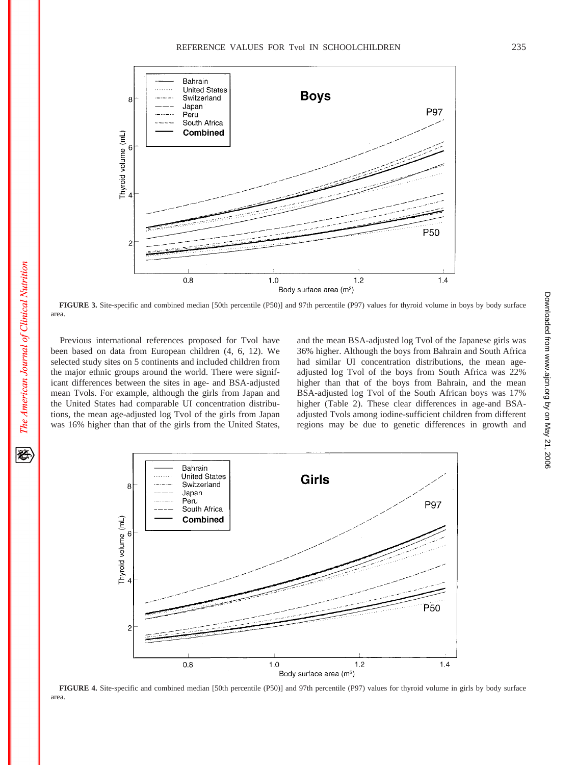FIGURE 3. Site-specific and combined median [50th percentile (P50)] and 97th percentile (P97) values for thyroid volume in boys by body surface area.

Previous international references proposed for Tvol have been based on data from European children (4, 6, 12). We selected study sites on 5 continents and included children from the major ethnic groups around the world. There were significant differences between the sites in age- and BSA-adjusted mean Tvols. For example, although the girls from Japan and the United States had comparable UI concentration distributions, the mean age-adjusted log Tvol of the girls from Japan was 16% higher than that of the girls from the United States, and the mean BSA-adjusted log Tvol of the Japanese girls was 36% higher. Although the boys from Bahrain and South Africa had similar UI concentration distributions, the mean age-adjusted log Tvol of the boys from South Africa was 22% higher than that of the boys from Bahrain, and the mean BSA-adjusted log Tvol of the South African boys was 17% higher (Table 2). These clear differences in age-and BSA-adjusted Tvols among iodine-sufficient children from different regions may be due to genetic differences in growth and

FIGURE 4. Site-specific and combined median [50th percentile (P50)] and 97th percentile (P97) values for thyroid volume in girls by body surface area.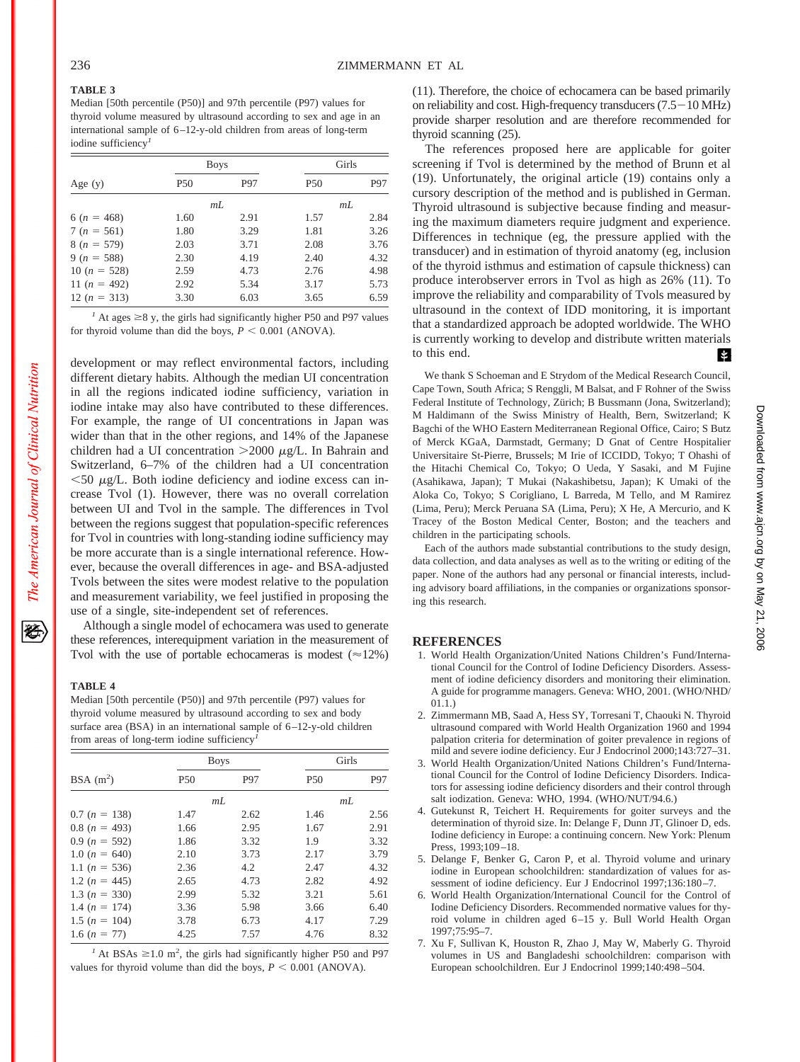**TABLE 3**
Median [50th percentile (P50)] and 97th percentile (P97) values for thyroid volume measured by ultrasound according to sex and age in an international sample of 6–12-y-old children from areas of long-term iodine sufficiency[1]

| Age (y) | Boys | | Girls | |
|---|---|---|---|---|
| | P50 | P97 | P50 | P97 |
| | *mL* | | *mL* | |
| 6 ($n$ = 468) | 1.60 | 2.91 | 1.57 | 2.84 |
| 7 ($n$ = 561) | 1.80 | 3.29 | 1.81 | 3.26 |
| 8 ($n$ = 579) | 2.03 | 3.71 | 2.08 | 3.76 |
| 9 ($n$ = 588) | 2.30 | 4.19 | 2.40 | 4.32 |
| 10 ($n$ = 528) | 2.59 | 4.73 | 2.76 | 4.98 |
| 11 ($n$ = 492) | 2.92 | 5.34 | 3.17 | 5.73 |
| 12 ($n$ = 313) | 3.30 | 6.03 | 3.65 | 6.59 |

[1] At ages ≥8 y, the girls had significantly higher P50 and P97 values for thyroid volume than did the boys, $P < 0.001$ (ANOVA).

development or may reflect environmental factors, including different dietary habits. Although the median UI concentration in all the regions indicated iodine sufficiency, variation in iodine intake may also have contributed to these differences. For example, the range of UI concentrations in Japan was wider than that in the other regions, and 14% of the Japanese children had a UI concentration >2000 μg/L. In Bahrain and Switzerland, 6–7% of the children had a UI concentration <50 μg/L. Both iodine deficiency and iodine excess can increase Tvol (1). However, there was no overall correlation between UI and Tvol in the sample. The differences in Tvol between the regions suggest that population-specific references for Tvol in countries with long-standing iodine sufficiency may be more accurate than is a single international reference. However, because the overall differences in age- and BSA-adjusted Tvols between the sites were modest relative to the population and measurement variability, we feel justified in proposing the use of a single, site-independent set of references.

Although a single model of echocamera was used to generate these references, interequipment variation in the measurement of Tvol with the use of portable echocameras is modest (≈12%) (11). Therefore, the choice of echocamera can be based primarily on reliability and cost. High-frequency transducers (7.5−10 MHz) provide sharper resolution and are therefore recommended for thyroid scanning (25).

The references proposed here are applicable for goiter screening if Tvol is determined by the method of Brunn et al (19). Unfortunately, the original article (19) contains only a cursory description of the method and is published in German. Thyroid ultrasound is subjective because finding and measuring the maximum diameters require judgment and experience. Differences in technique (eg, the pressure applied with the transducer) and in estimation of thyroid anatomy (eg, inclusion of the thyroid isthmus and estimation of capsule thickness) can produce interobserver errors in Tvol as high as 26% (11). To improve the reliability and comparability of Tvols measured by ultrasound in the context of IDD monitoring, it is important that a standardized approach be adopted worldwide. The WHO is currently working to develop and distribute written materials to this end.

**TABLE 4**
Median [50th percentile (P50)] and 97th percentile (P97) values for thyroid volume measured by ultrasound according to sex and body surface area (BSA) in an international sample of 6–12-y-old children from areas of long-term iodine sufficiency[1]

| BSA ($m^2$) | Boys | | Girls | |
|---|---|---|---|---|
| | P50 | P97 | P50 | P97 |
| | *mL* | | *mL* | |
| 0.7 ($n$ = 138) | 1.47 | 2.62 | 1.46 | 2.56 |
| 0.8 ($n$ = 493) | 1.66 | 2.95 | 1.67 | 2.91 |
| 0.9 ($n$ = 592) | 1.86 | 3.32 | 1.9 | 3.32 |
| 1.0 ($n$ = 640) | 2.10 | 3.73 | 2.17 | 3.79 |
| 1.1 ($n$ = 536) | 2.36 | 4.2 | 2.47 | 4.32 |
| 1.2 ($n$ = 445) | 2.65 | 4.73 | 2.82 | 4.92 |
| 1.3 ($n$ = 330) | 2.99 | 5.32 | 3.21 | 5.61 |
| 1.4 ($n$ = 174) | 3.36 | 5.98 | 3.66 | 6.40 |
| 1.5 ($n$ = 104) | 3.78 | 6.73 | 4.17 | 7.29 |
| 1.6 ($n$ = 77) | 4.25 | 7.57 | 4.76 | 8.32 |

[1] At BSAs ≥1.0 $m^2$, the girls had significantly higher P50 and P97 values for thyroid volume than did the boys, $P < 0.001$ (ANOVA).

We thank S Schoeman and E Strydom of the Medical Research Council, Cape Town, South Africa; S Renggli, M Balsat, and F Rohner of the Swiss Federal Institute of Technology, Zürich; B Bussmann (Jona, Switzerland); M Haldimann of the Swiss Ministry of Health, Bern, Switzerland; K Bagchi of the WHO Eastern Mediterranean Regional Office, Cairo; S Butz of Merck KGaA, Darmstadt, Germany; D Gnat of Centre Hospitalier Universitaire St-Pierre, Brussels; M Irie of ICCIDD, Tokyo; T Ohashi of the Hitachi Chemical Co, Tokyo; O Ueda, Y Sasaki, and M Fujine (Asahikawa, Japan); T Mukai (Nakashibetsu, Japan); K Umaki of the Aloka Co, Tokyo; S Corigliano, L Barreda, M Tello, and M Ramirez (Lima, Peru); Merck Peruana SA (Lima, Peru); X He, A Mercurio, and K Tracey of the Boston Medical Center, Boston; and the teachers and children in the participating schools.

Each of the authors made substantial contributions to the study design, data collection, and data analyses as well as to the writing or editing of the paper. None of the authors had any personal or financial interests, including advisory board affiliations, in the companies or organizations sponsoring this research.

## REFERENCES

1. World Health Organization/United Nations Children's Fund/International Council for the Control of Iodine Deficiency Disorders. Assessment of iodine deficiency disorders and monitoring their elimination. A guide for programme managers. Geneva: WHO, 2001. (WHO/NHD/01.1.)
2. Zimmermann MB, Saad A, Hess SY, Torresani T, Chaouki N. Thyroid ultrasound compared with World Health Organization 1960 and 1994 palpation criteria for determination of goiter prevalence in regions of mild and severe iodine deficiency. Eur J Endocrinol 2000;143:727–31.
3. World Health Organization/United Nations Children's Fund/International Council for the Control of Iodine Deficiency Disorders. Indicators for assessing iodine deficiency disorders and their control through salt iodization. Geneva: WHO, 1994. (WHO/NUT/94.6.)
4. Gutekunst R, Teichert H. Requirements for goiter surveys and the determination of thyroid size. In: Delange F, Dunn JT, Glinoer D, eds. Iodine deficiency in Europe: a continuing concern. New York: Plenum Press, 1993;109–18.
5. Delange F, Benker G, Caron P, et al. Thyroid volume and urinary iodine in European schoolchildren: standardization of values for assessment of iodine deficiency. Eur J Endocrinol 1997;136:180–7.
6. World Health Organization/International Council for the Control of Iodine Deficiency Disorders. Recommended normative values for thyroid volume in children aged 6–15 y. Bull World Health Organ 1997;75:95–7.
7. Xu F, Sullivan K, Houston R, Zhao J, May W, Maberly G. Thyroid volumes in US and Bangladeshi schoolchildren: comparison with European schoolchildren. Eur J Endocrinol 1999;140:498–504.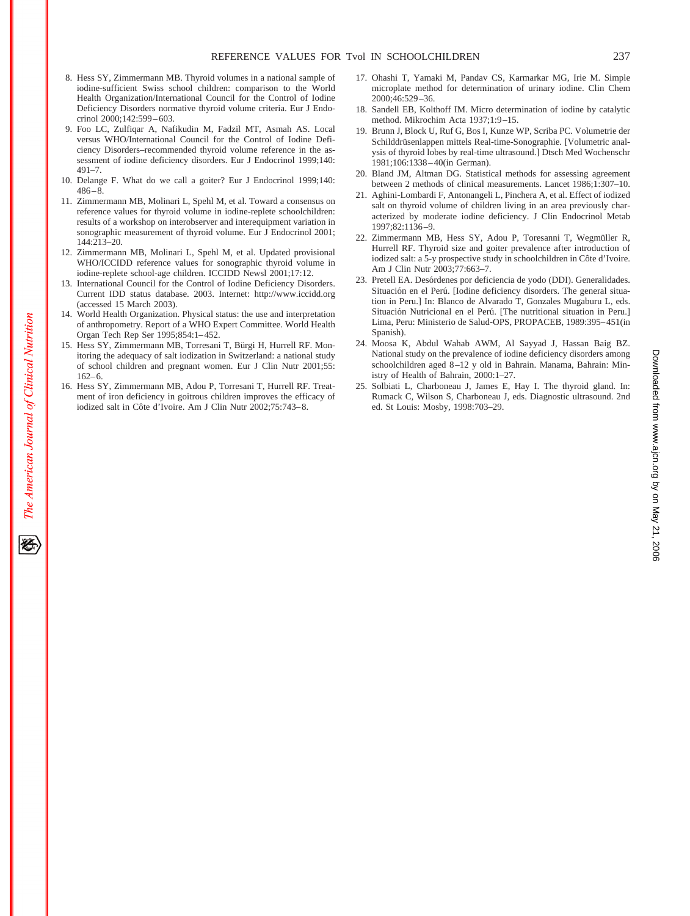8. Hess SY, Zimmermann MB. Thyroid volumes in a national sample of iodine-sufficient Swiss school children: comparison to the World Health Organization/International Council for the Control of Iodine Deficiency Disorders normative thyroid volume criteria. Eur J Endocrinol 2000;142:599–603.
9. Foo LC, Zulfiqar A, Nafikudin M, Fadzil MT, Asmah AS. Local versus WHO/International Council for the Control of Iodine Deficiency Disorders–recommended thyroid volume reference in the assessment of iodine deficiency disorders. Eur J Endocrinol 1999;140: 491–7.
10. Delange F. What do we call a goiter? Eur J Endocrinol 1999;140: 486–8.
11. Zimmermann MB, Molinari L, Spehl M, et al. Toward a consensus on reference values for thyroid volume in iodine-replete schoolchildren: results of a workshop on interobserver and interequipment variation in sonographic measurement of thyroid volume. Eur J Endocrinol 2001; 144:213–20.
12. Zimmermann MB, Molinari L, Spehl M, et al. Updated provisional WHO/ICCIDD reference values for sonographic thyroid volume in iodine-replete school-age children. ICCIDD Newsl 2001;17:12.
13. International Council for the Control of Iodine Deficiency Disorders. Current IDD status database. 2003. Internet: http://www.iccidd.org (accessed 15 March 2003).
14. World Health Organization. Physical status: the use and interpretation of anthropometry. Report of a WHO Expert Committee. World Health Organ Tech Rep Ser 1995;854:1–452.
15. Hess SY, Zimmermann MB, Torresani T, Bürgi H, Hurrell RF. Monitoring the adequacy of salt iodization in Switzerland: a national study of school children and pregnant women. Eur J Clin Nutr 2001;55: 162–6.
16. Hess SY, Zimmermann MB, Adou P, Torresani T, Hurrell RF. Treatment of iron deficiency in goitrous children improves the efficacy of iodized salt in Côte d'Ivoire. Am J Clin Nutr 2002;75:743–8.
17. Ohashi T, Yamaki M, Pandav CS, Karmarkar MG, Irie M. Simple microplate method for determination of urinary iodine. Clin Chem 2000;46:529–36.
18. Sandell EB, Kolthoff IM. Micro determination of iodine by catalytic method. Mikrochim Acta 1937;1:9–15.
19. Brunn J, Block U, Ruf G, Bos I, Kunze WP, Scriba PC. Volumetrie der Schilddrüsenlappen mittels Real-time-Sonographie. [Volumetric analysis of thyroid lobes by real-time ultrasound.] Dtsch Med Wochenschr 1981;106:1338–40(in German).
20. Bland JM, Altman DG. Statistical methods for assessing agreement between 2 methods of clinical measurements. Lancet 1986;1:307–10.
21. Aghini-Lombardi F, Antonangeli L, Pinchera A, et al. Effect of iodized salt on thyroid volume of children living in an area previously characterized by moderate iodine deficiency. J Clin Endocrinol Metab 1997;82:1136–9.
22. Zimmermann MB, Hess SY, Adou P, Toresanni T, Wegmüller R, Hurrell RF. Thyroid size and goiter prevalence after introduction of iodized salt: a 5-y prospective study in schoolchildren in Côte d'Ivoire. Am J Clin Nutr 2003;77:663–7.
23. Pretell EA. Desórdenes por deficiencia de yodo (DDI). Generalidades. Situación en el Perú. [Iodine deficiency disorders. The general situation in Peru.] In: Blanco de Alvarado T, Gonzales Mugaburu L, eds. Situación Nutricional en el Perú. [The nutritional situation in Peru.] Lima, Peru: Ministerio de Salud-OPS, PROPACEB, 1989:395–451(in Spanish).
24. Moosa K, Abdul Wahab AWM, Al Sayyad J, Hassan Baig BZ. National study on the prevalence of iodine deficiency disorders among schoolchildren aged 8–12 y old in Bahrain. Manama, Bahrain: Ministry of Health of Bahrain, 2000:1–27.
25. Solbiati L, Charboneau J, James E, Hay I. The thyroid gland. In: Rumack C, Wilson S, Charboneau J, eds. Diagnostic ultrasound. 2nd ed. St Louis: Mosby, 1998:703–29.